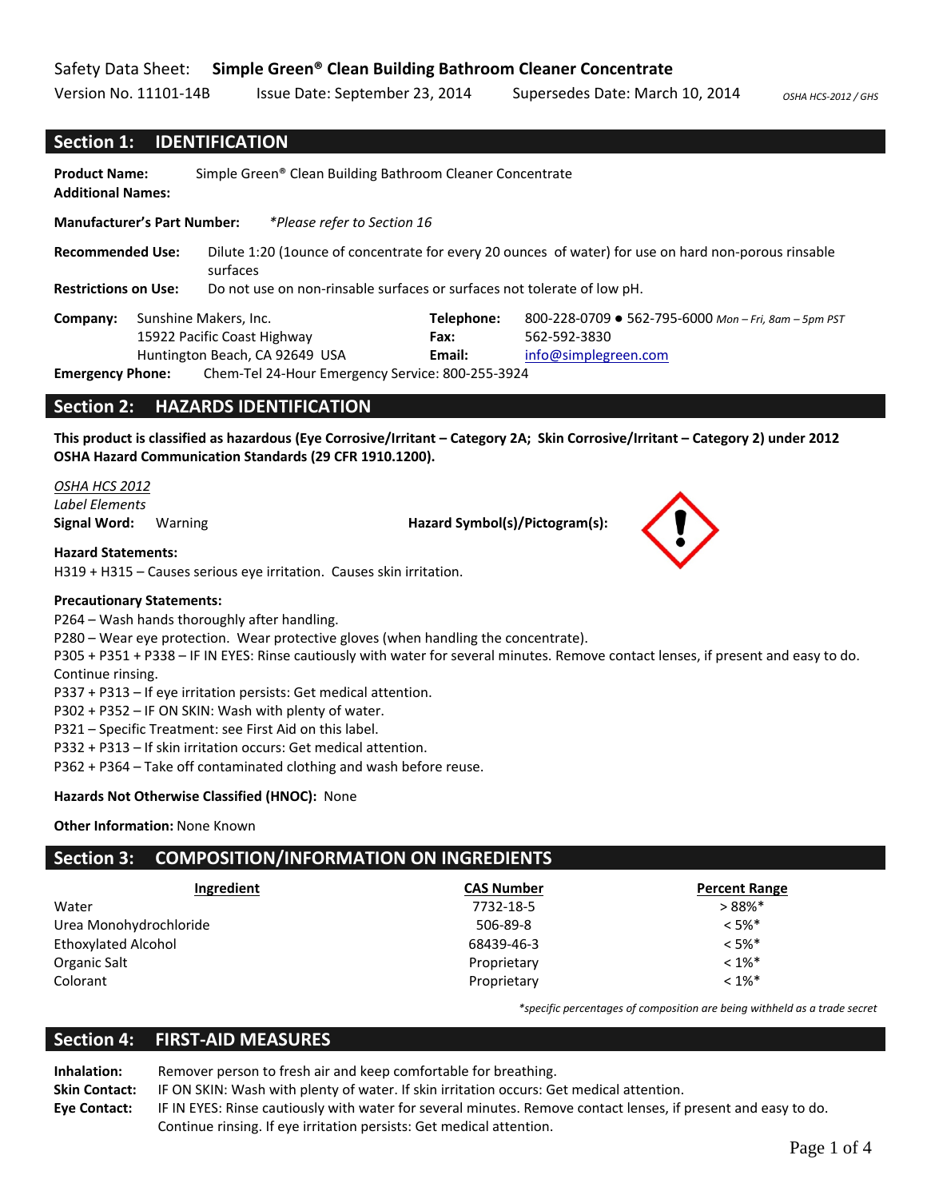Safety Data Sheet: **Simple Green® Clean Building Bathroom Cleaner Concentrate**

Version No. 11101-14B Issue Date: September 23, 2014 Supersedes Date: March 10, 2014 *OSHA HCS-2012 / GHS*

## Section 1: IDENTIFICATION

**Product Name:** Simple Green® Clean Building Bathroom Cleaner Concentrate
**Additional Names:**

**Manufacturer's Part Number:** *\*Please refer to Section 16*

**Recommended Use:** Dilute 1:20 (1ounce of concentrate for every 20 ounces of water) for use on hard non-porous rinsable surfaces

**Restrictions on Use:** Do not use on non-rinsable surfaces or surfaces not tolerate of low pH.

**Company:** Sunshine Makers, Inc.
15922 Pacific Coast Highway
Huntington Beach, CA 92649 USA

**Telephone:** 800-228-0709 ● 562-795-6000 *Mon – Fri, 8am – 5pm PST*
**Fax:** 562-592-3830
**Email:** info@simplegreen.com

**Emergency Phone:** Chem-Tel 24-Hour Emergency Service: 800-255-3924

## Section 2: HAZARDS IDENTIFICATION

**This product is classified as hazardous (Eye Corrosive/Irritant – Category 2A; Skin Corrosive/Irritant – Category 2) under 2012 OSHA Hazard Communication Standards (29 CFR 1910.1200).**

*OSHA HCS 2012*
*Label Elements*
**Signal Word:** Warning **Hazard Symbol(s)/Pictogram(s):**

**Hazard Statements:**
H319 + H315 – Causes serious eye irritation. Causes skin irritation.

**Precautionary Statements:**
P264 – Wash hands thoroughly after handling.
P280 – Wear eye protection. Wear protective gloves (when handling the concentrate).
P305 + P351 + P338 – IF IN EYES: Rinse cautiously with water for several minutes. Remove contact lenses, if present and easy to do. Continue rinsing.
P337 + P313 – If eye irritation persists: Get medical attention.
P302 + P352 – IF ON SKIN: Wash with plenty of water.
P321 – Specific Treatment: see First Aid on this label.
P332 + P313 – If skin irritation occurs: Get medical attention.
P362 + P364 – Take off contaminated clothing and wash before reuse.

**Hazards Not Otherwise Classified (HNOC):** None

**Other Information:** None Known

## Section 3: COMPOSITION/INFORMATION ON INGREDIENTS

| Ingredient | CAS Number | Percent Range |
|---|---|---|
| Water | 7732-18-5 | > 88%* |
| Urea Monohydrochloride | 506-89-8 | < 5%* |
| Ethoxylated Alcohol | 68439-46-3 | < 5%* |
| Organic Salt | Proprietary | < 1%* |
| Colorant | Proprietary | < 1%* |

*\*specific percentages of composition are being withheld as a trade secret*

## Section 4: FIRST-AID MEASURES

**Inhalation:** Remover person to fresh air and keep comfortable for breathing.
**Skin Contact:** IF ON SKIN: Wash with plenty of water. If skin irritation occurs: Get medical attention.
**Eye Contact:** IF IN EYES: Rinse cautiously with water for several minutes. Remove contact lenses, if present and easy to do. Continue rinsing. If eye irritation persists: Get medical attention.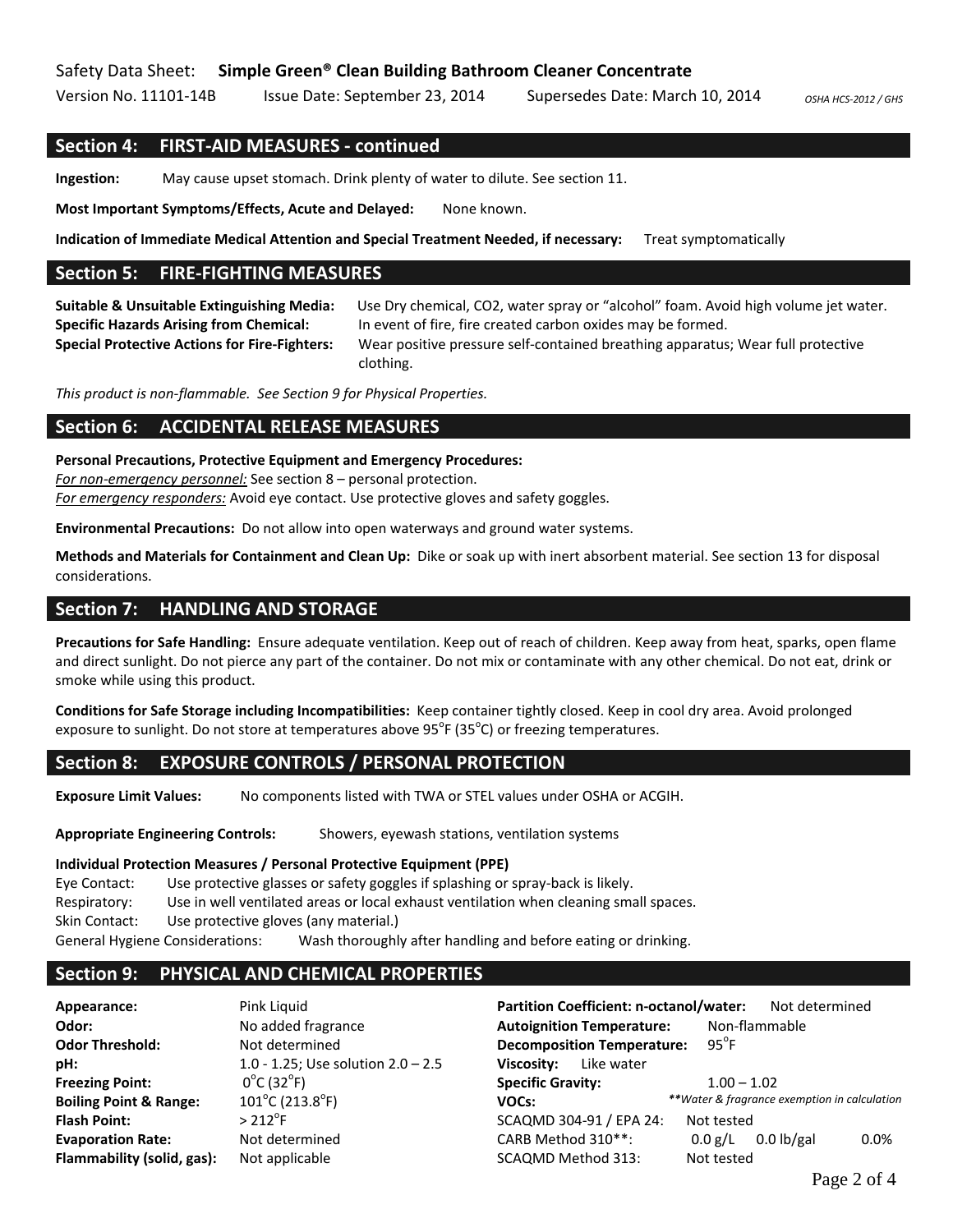## Section 4: FIRST-AID MEASURES - continued

**Ingestion:** May cause upset stomach. Drink plenty of water to dilute. See section 11.

**Most Important Symptoms/Effects, Acute and Delayed:** None known.

**Indication of Immediate Medical Attention and Special Treatment Needed, if necessary:** Treat symptomatically

## Section 5: FIRE-FIGHTING MEASURES

**Suitable & Unsuitable Extinguishing Media:** Use Dry chemical, CO2, water spray or "alcohol" foam. Avoid high volume jet water.
**Specific Hazards Arising from Chemical:** In event of fire, fire created carbon oxides may be formed.
**Special Protective Actions for Fire-Fighters:** Wear positive pressure self-contained breathing apparatus; Wear full protective clothing.

*This product is non-flammable. See Section 9 for Physical Properties.*

## Section 6: ACCIDENTAL RELEASE MEASURES

**Personal Precautions, Protective Equipment and Emergency Procedures:**
*For non-emergency personnel:* See section 8 – personal protection.
*For emergency responders:* Avoid eye contact. Use protective gloves and safety goggles.

**Environmental Precautions:** Do not allow into open waterways and ground water systems.

**Methods and Materials for Containment and Clean Up:** Dike or soak up with inert absorbent material. See section 13 for disposal considerations.

## Section 7: HANDLING AND STORAGE

**Precautions for Safe Handling:** Ensure adequate ventilation. Keep out of reach of children. Keep away from heat, sparks, open flame and direct sunlight. Do not pierce any part of the container. Do not mix or contaminate with any other chemical. Do not eat, drink or smoke while using this product.

**Conditions for Safe Storage including Incompatibilities:** Keep container tightly closed. Keep in cool dry area. Avoid prolonged exposure to sunlight. Do not store at temperatures above 95°F (35°C) or freezing temperatures.

## Section 8: EXPOSURE CONTROLS / PERSONAL PROTECTION

**Exposure Limit Values:** No components listed with TWA or STEL values under OSHA or ACGIH.

**Appropriate Engineering Controls:** Showers, eyewash stations, ventilation systems

**Individual Protection Measures / Personal Protective Equipment (PPE)**
Eye Contact: Use protective glasses or safety goggles if splashing or spray-back is likely.
Respiratory: Use in well ventilated areas or local exhaust ventilation when cleaning small spaces.
Skin Contact: Use protective gloves (any material.)
General Hygiene Considerations: Wash thoroughly after handling and before eating or drinking.

## Section 9: PHYSICAL AND CHEMICAL PROPERTIES

**Appearance:** Pink Liquid
**Odor:** No added fragrance
**Odor Threshold:** Not determined
**pH:** 1.0 - 1.25; Use solution 2.0 – 2.5
**Freezing Point:** 0°C (32°F)
**Boiling Point & Range:** 101°C (213.8°F)
**Flash Point:** > 212°F
**Evaporation Rate:** Not determined
**Flammability (solid, gas):** Not applicable

**Partition Coefficient: n-octanol/water:** Not determined
**Autoignition Temperature:** Non-flammable
**Decomposition Temperature:** 95°F
**Viscosity:** Like water
**Specific Gravity:** 1.00 – 1.02
**VOCs:** *\*\*Water & fragrance exemption in calculation*
SCAQMD 304-91 / EPA 24: Not tested
CARB Method 310\*\*: 0.0 g/L 0.0 lb/gal 0.0%
SCAQMD Method 313: Not tested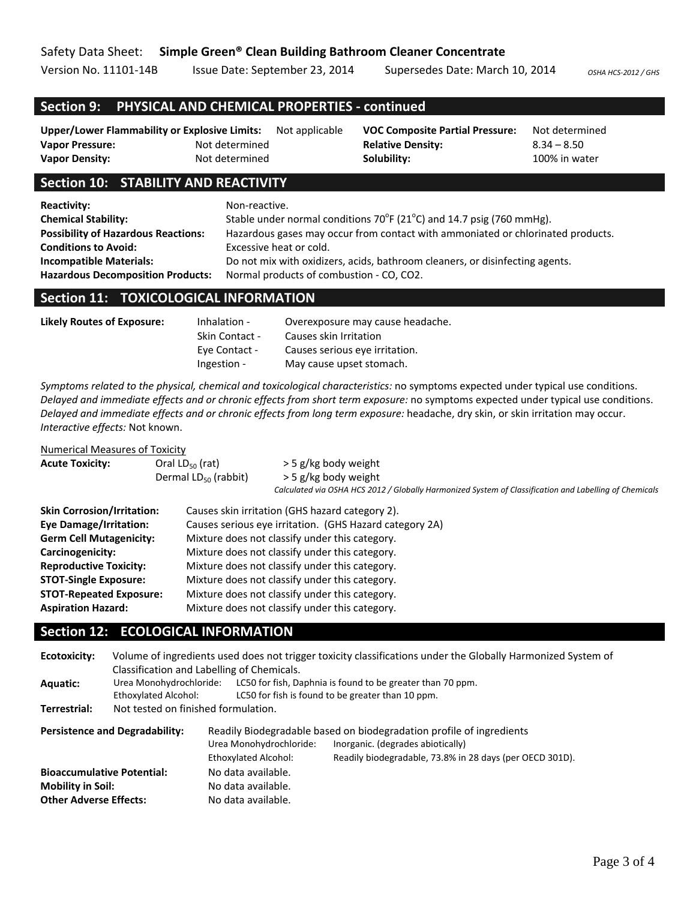## Section 9: PHYSICAL AND CHEMICAL PROPERTIES - continued

| | | | |
|---|---|---|---|
| **Upper/Lower Flammability or Explosive Limits:** | Not applicable | **VOC Composite Partial Pressure:** | Not determined |
| **Vapor Pressure:** | Not determined | **Relative Density:** | 8.34 – 8.50 |
| **Vapor Density:** | Not determined | **Solubility:** | 100% in water |

## Section 10: STABILITY AND REACTIVITY

**Reactivity:** Non-reactive.
**Chemical Stability:** Stable under normal conditions 70°F (21°C) and 14.7 psig (760 mmHg).
**Possibility of Hazardous Reactions:** Hazardous gases may occur from contact with ammoniated or chlorinated products.
**Conditions to Avoid:** Excessive heat or cold.
**Incompatible Materials:** Do not mix with oxidizers, acids, bathroom cleaners, or disinfecting agents.
**Hazardous Decomposition Products:** Normal products of combustion - CO, CO2.

## Section 11: TOXICOLOGICAL INFORMATION

**Likely Routes of Exposure:**

- Inhalation - Overexposure may cause headache.
- Skin Contact - Causes skin Irritation
- Eye Contact - Causes serious eye irritation.
- Ingestion - May cause upset stomach.

*Symptoms related to the physical, chemical and toxicological characteristics:* no symptoms expected under typical use conditions.
*Delayed and immediate effects and or chronic effects from short term exposure:* no symptoms expected under typical use conditions.
*Delayed and immediate effects and or chronic effects from long term exposure:* headache, dry skin, or skin irritation may occur.
*Interactive effects:* Not known.

Numerical Measures of Toxicity

**Acute Toxicity:**

- Oral $LD_{50}$ (rat) > 5 g/kg body weight
- Dermal $LD_{50}$ (rabbit) > 5 g/kg body weight

*Calculated via OSHA HCS 2012 / Globally Harmonized System of Classification and Labelling of Chemicals*

**Skin Corrosion/Irritation:** Causes skin irritation (GHS hazard category 2).
**Eye Damage/Irritation:** Causes serious eye irritation. (GHS Hazard category 2A)
**Germ Cell Mutagenicity:** Mixture does not classify under this category.
**Carcinogenicity:** Mixture does not classify under this category.
**Reproductive Toxicity:** Mixture does not classify under this category.
**STOT-Single Exposure:** Mixture does not classify under this category.
**STOT-Repeated Exposure:** Mixture does not classify under this category.
**Aspiration Hazard:** Mixture does not classify under this category.

## Section 12: ECOLOGICAL INFORMATION

**Ecotoxicity:** Volume of ingredients used does not trigger toxicity classifications under the Globally Harmonized System of Classification and Labelling of Chemicals.

**Aquatic:**

- Urea Monohydrochloride: LC50 for fish, Daphnia is found to be greater than 70 ppm.
- Ethoxylated Alcohol: LC50 for fish is found to be greater than 10 ppm.

**Terrestrial:** Not tested on finished formulation.

**Persistence and Degradability:** Readily Biodegradable based on biodegradation profile of ingredients

- Urea Monohydrochloride: Inorganic. (degrades abiotically)
- Ethoxylated Alcohol: Readily biodegradable, 73.8% in 28 days (per OECD 301D).

**Bioaccumulative Potential:** No data available.
**Mobility in Soil:** No data available.
**Other Adverse Effects:** No data available.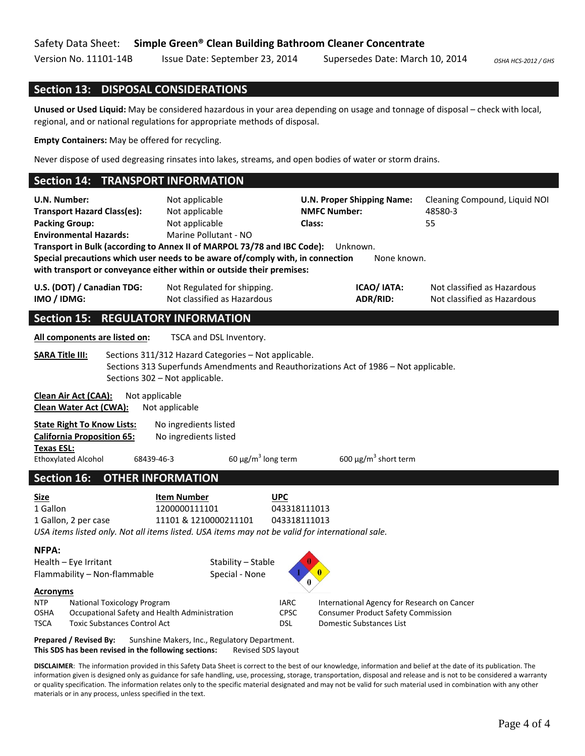Safety Data Sheet: **Simple Green® Clean Building Bathroom Cleaner Concentrate**

Version No. 11101-14B Issue Date: September 23, 2014 Supersedes Date: March 10, 2014 *OSHA HCS-2012 / GHS*

## Section 13: DISPOSAL CONSIDERATIONS

**Unused or Used Liquid:** May be considered hazardous in your area depending on usage and tonnage of disposal – check with local, regional, and or national regulations for appropriate methods of disposal.

**Empty Containers:** May be offered for recycling.

Never dispose of used degreasing rinsates into lakes, streams, and open bodies of water or storm drains.

## Section 14: TRANSPORT INFORMATION

| | | | |
|---|---|---|---|
| **U.N. Number:** | Not applicable | **U.N. Proper Shipping Name:** | Cleaning Compound, Liquid NOI |
| **Transport Hazard Class(es):** | Not applicable | **NMFC Number:** | 48580-3 |
| **Packing Group:** | Not applicable | **Class:** | 55 |
| **Environmental Hazards:** | Marine Pollutant - NO | | |

**Transport in Bulk (according to Annex II of MARPOL 73/78 and IBC Code):** Unknown.

**Special precautions which user needs to be aware of/comply with, in connection with transport or conveyance either within or outside their premises:** None known.

| | | | |
|---|---|---|---|
| **U.S. (DOT) / Canadian TDG:** | Not Regulated for shipping. | **ICAO/ IATA:** | Not classified as Hazardous |
| **IMO / IDMG:** | Not classified as Hazardous | **ADR/RID:** | Not classified as Hazardous |

## Section 15: REGULATORY INFORMATION

**All components are listed on:** TSCA and DSL Inventory.

**SARA Title III:** Sections 311/312 Hazard Categories – Not applicable.
Sections 313 Superfunds Amendments and Reauthorizations Act of 1986 – Not applicable.
Sections 302 – Not applicable.

**Clean Air Act (CAA):** Not applicable
**Clean Water Act (CWA):** Not applicable

**State Right To Know Lists:** No ingredients listed
**California Proposition 65:** No ingredients listed
**Texas ESL:**

| | | | |
|---|---|---|---|
| Ethoxylated Alcohol | 68439-46-3 | 60 µg/m$^3$ long term | 600 µg/m$^3$ short term |

## Section 16: OTHER INFORMATION

| Size | Item Number | UPC |
|---|---|---|
| 1 Gallon | 1200000111101 | 043318111013 |
| 1 Gallon, 2 per case | 11101 & 1210000211101 | 043318111013 |

*USA items listed only. Not all items listed. USA items may not be valid for international sale.*

**NFPA:**

Health – Eye Irritant
Flammability – Non-flammable
Stability – Stable
Special - None

Health: 1, Flammability: 0, Instability: 0, Special: 0

**Acronyms**

| | | | |
|---|---|---|---|
| NTP | National Toxicology Program | IARC | International Agency for Research on Cancer |
| OSHA | Occupational Safety and Health Administration | CPSC | Consumer Product Safety Commission |
| TSCA | Toxic Substances Control Act | DSL | Domestic Substances List |

**Prepared / Revised By:** Sunshine Makers, Inc., Regulatory Department.
**This SDS has been revised in the following sections:** Revised SDS layout

**DISCLAIMER**: The information provided in this Safety Data Sheet is correct to the best of our knowledge, information and belief at the date of its publication. The information given is designed only as guidance for safe handling, use, processing, storage, transportation, disposal and release and is not to be considered a warranty or quality specification. The information relates only to the specific material designated and may not be valid for such material used in combination with any other materials or in any process, unless specified in the text.